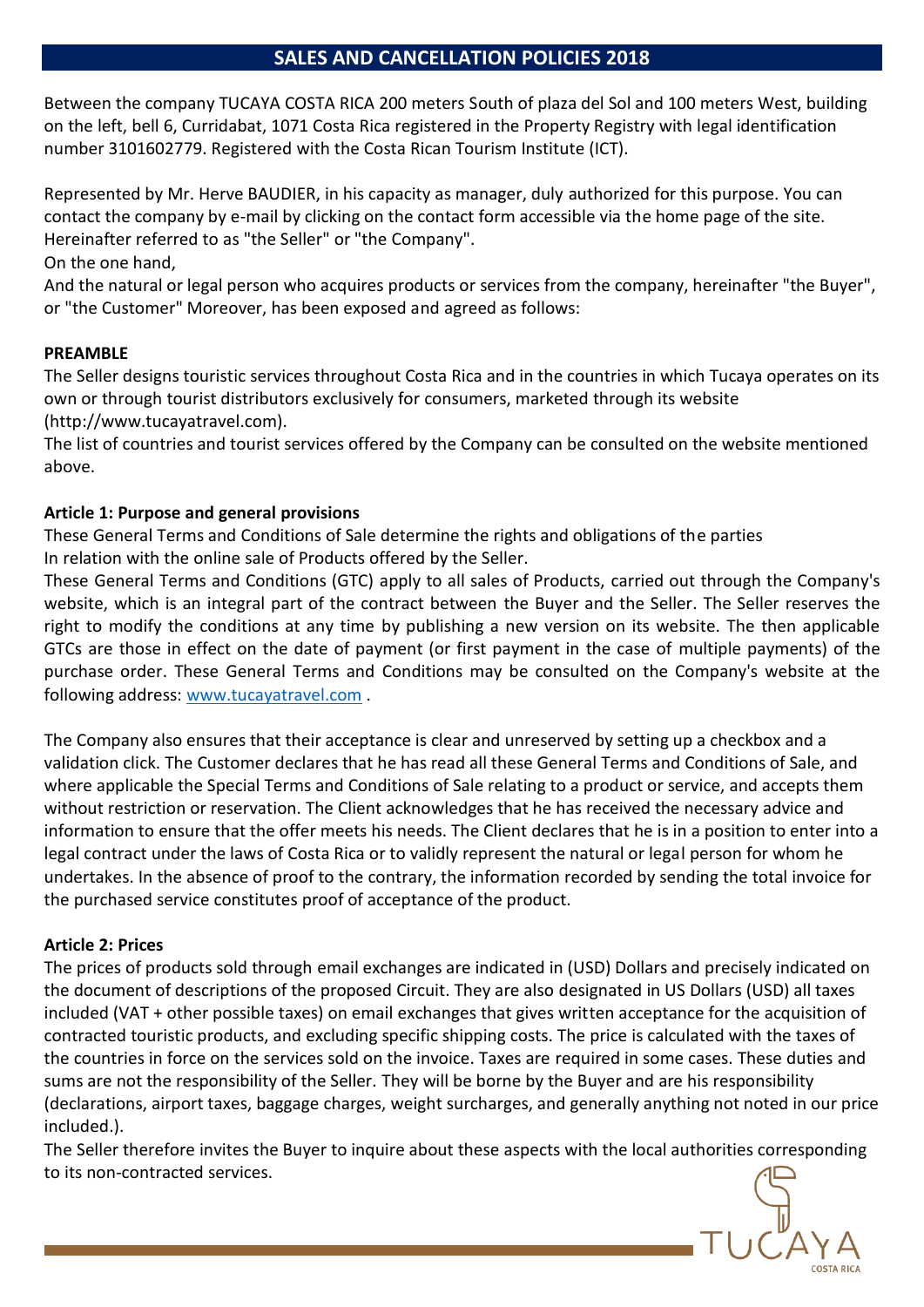# SALES AND CANCELLATION POLICIES 2018

Between the company TUCAYA COSTA RICA 200 meters South of plaza del Sol and 100 meters West, building on the left, bell 6, Curridabat, 1071 Costa Rica registered in the Property Registry with legal identification number 3101602779. Registered with the Costa Rican Tourism Institute (ICT).

Represented by Mr. Herve BAUDIER, in his capacity as manager, duly authorized for this purpose. You can contact the company by e-mail by clicking on the contact form accessible via the home page of the site. Hereinafter referred to as "the Seller" or "the Company".
On the one hand,
And the natural or legal person who acquires products or services from the company, hereinafter "the Buyer", or "the Customer" Moreover, has been exposed and agreed as follows:

**PREAMBLE**

The Seller designs touristic services throughout Costa Rica and in the countries in which Tucaya operates on its own or through tourist distributors exclusively for consumers, marketed through its website (http://www.tucayatravel.com).
The list of countries and tourist services offered by the Company can be consulted on the website mentioned above.

**Article 1: Purpose and general provisions**

These General Terms and Conditions of Sale determine the rights and obligations of the parties
In relation with the online sale of Products offered by the Seller.
These General Terms and Conditions (GTC) apply to all sales of Products, carried out through the Company's website, which is an integral part of the contract between the Buyer and the Seller. The Seller reserves the right to modify the conditions at any time by publishing a new version on its website. The then applicable GTCs are those in effect on the date of payment (or first payment in the case of multiple payments) of the purchase order. These General Terms and Conditions may be consulted on the Company's website at the following address: www.tucayatravel.com .

The Company also ensures that their acceptance is clear and unreserved by setting up a checkbox and a validation click. The Customer declares that he has read all these General Terms and Conditions of Sale, and where applicable the Special Terms and Conditions of Sale relating to a product or service, and accepts them without restriction or reservation. The Client acknowledges that he has received the necessary advice and information to ensure that the offer meets his needs. The Client declares that he is in a position to enter into a legal contract under the laws of Costa Rica or to validly represent the natural or legal person for whom he undertakes. In the absence of proof to the contrary, the information recorded by sending the total invoice for the purchased service constitutes proof of acceptance of the product.

**Article 2: Prices**

The prices of products sold through email exchanges are indicated in (USD) Dollars and precisely indicated on the document of descriptions of the proposed Circuit. They are also designated in US Dollars (USD) all taxes included (VAT + other possible taxes) on email exchanges that gives written acceptance for the acquisition of contracted touristic products, and excluding specific shipping costs. The price is calculated with the taxes of the countries in force on the services sold on the invoice. Taxes are required in some cases. These duties and sums are not the responsibility of the Seller. They will be borne by the Buyer and are his responsibility (declarations, airport taxes, baggage charges, weight surcharges, and generally anything not noted in our price included.).
The Seller therefore invites the Buyer to inquire about these aspects with the local authorities corresponding to its non-contracted services.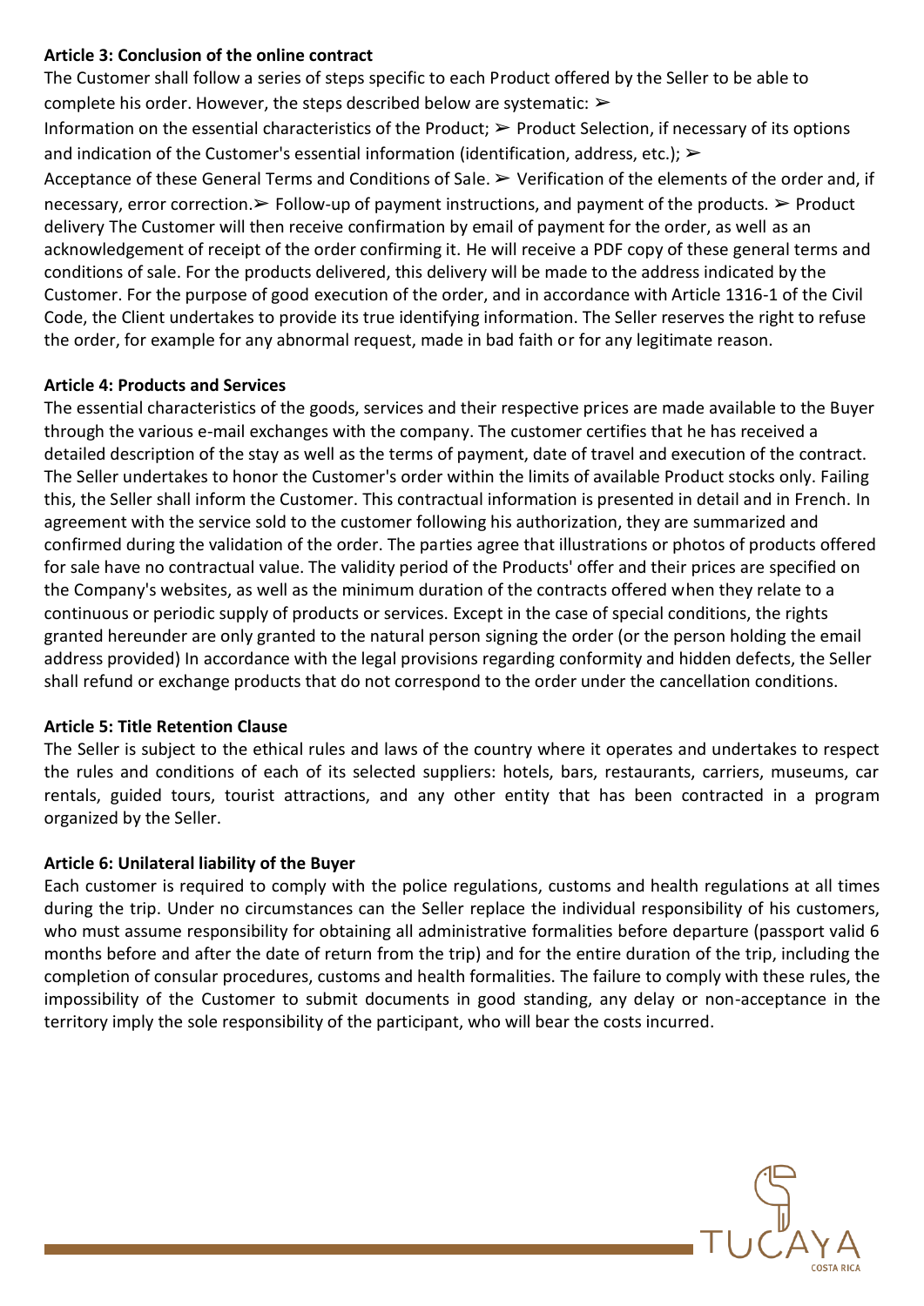**Article 3: Conclusion of the online contract**

The Customer shall follow a series of steps specific to each Product offered by the Seller to be able to complete his order. However, the steps described below are systematic: ➢ Information on the essential characteristics of the Product; ➢ Product Selection, if necessary of its options and indication of the Customer's essential information (identification, address, etc.); ➢ Acceptance of these General Terms and Conditions of Sale. ➢ Verification of the elements of the order and, if necessary, error correction.➢ Follow-up of payment instructions, and payment of the products. ➢ Product delivery The Customer will then receive confirmation by email of payment for the order, as well as an acknowledgement of receipt of the order confirming it. He will receive a PDF copy of these general terms and conditions of sale. For the products delivered, this delivery will be made to the address indicated by the Customer. For the purpose of good execution of the order, and in accordance with Article 1316-1 of the Civil Code, the Client undertakes to provide its true identifying information. The Seller reserves the right to refuse the order, for example for any abnormal request, made in bad faith or for any legitimate reason.

**Article 4: Products and Services**

The essential characteristics of the goods, services and their respective prices are made available to the Buyer through the various e-mail exchanges with the company. The customer certifies that he has received a detailed description of the stay as well as the terms of payment, date of travel and execution of the contract. The Seller undertakes to honor the Customer's order within the limits of available Product stocks only. Failing this, the Seller shall inform the Customer. This contractual information is presented in detail and in French. In agreement with the service sold to the customer following his authorization, they are summarized and confirmed during the validation of the order. The parties agree that illustrations or photos of products offered for sale have no contractual value. The validity period of the Products' offer and their prices are specified on the Company's websites, as well as the minimum duration of the contracts offered when they relate to a continuous or periodic supply of products or services. Except in the case of special conditions, the rights granted hereunder are only granted to the natural person signing the order (or the person holding the email address provided) In accordance with the legal provisions regarding conformity and hidden defects, the Seller shall refund or exchange products that do not correspond to the order under the cancellation conditions.

**Article 5: Title Retention Clause**

The Seller is subject to the ethical rules and laws of the country where it operates and undertakes to respect the rules and conditions of each of its selected suppliers: hotels, bars, restaurants, carriers, museums, car rentals, guided tours, tourist attractions, and any other entity that has been contracted in a program organized by the Seller.

**Article 6: Unilateral liability of the Buyer**

Each customer is required to comply with the police regulations, customs and health regulations at all times during the trip. Under no circumstances can the Seller replace the individual responsibility of his customers, who must assume responsibility for obtaining all administrative formalities before departure (passport valid 6 months before and after the date of return from the trip) and for the entire duration of the trip, including the completion of consular procedures, customs and health formalities. The failure to comply with these rules, the impossibility of the Customer to submit documents in good standing, any delay or non-acceptance in the territory imply the sole responsibility of the participant, who will bear the costs incurred.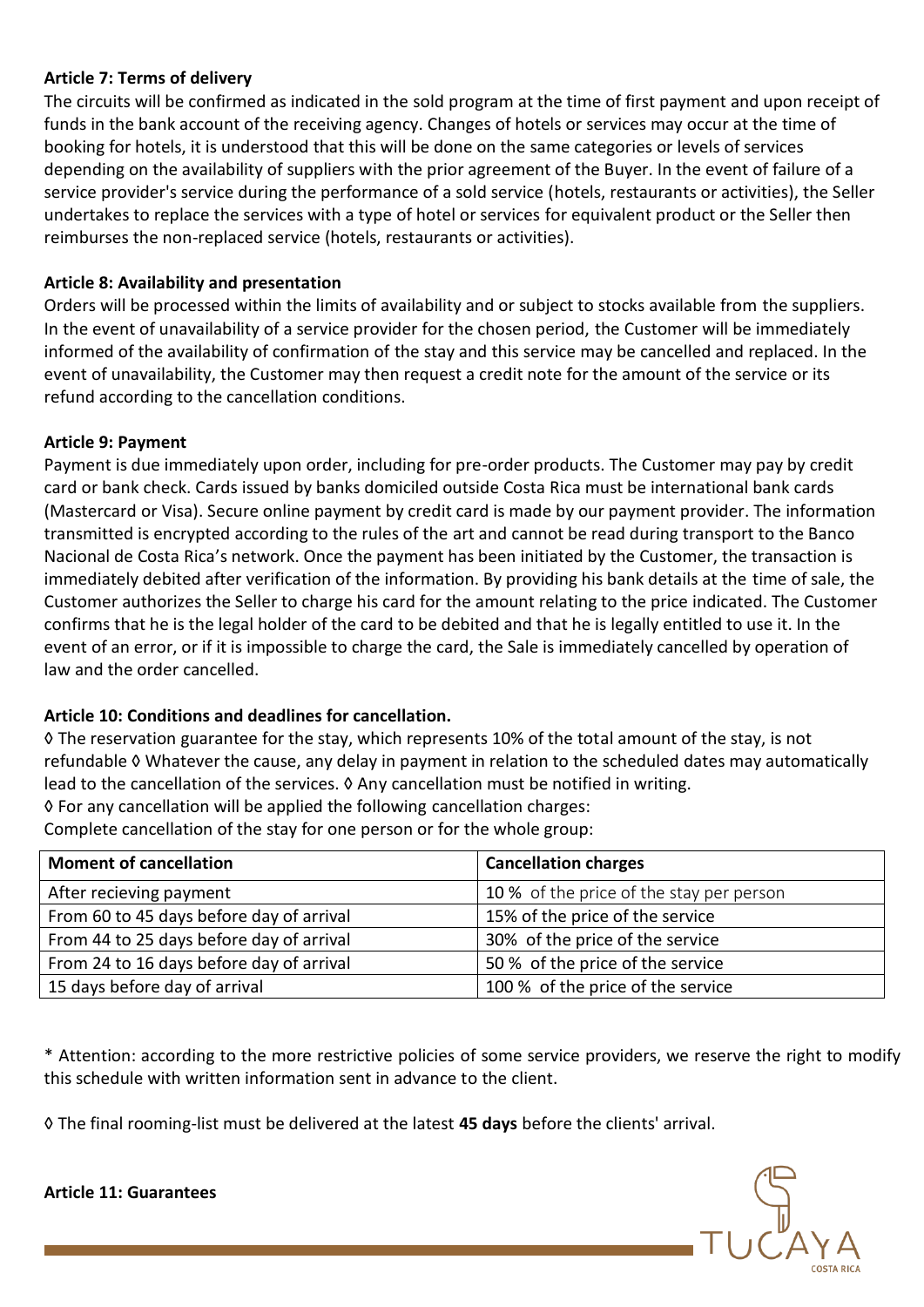**Article 7: Terms of delivery**

The circuits will be confirmed as indicated in the sold program at the time of first payment and upon receipt of funds in the bank account of the receiving agency. Changes of hotels or services may occur at the time of booking for hotels, it is understood that this will be done on the same categories or levels of services depending on the availability of suppliers with the prior agreement of the Buyer. In the event of failure of a service provider's service during the performance of a sold service (hotels, restaurants or activities), the Seller undertakes to replace the services with a type of hotel or services for equivalent product or the Seller then reimburses the non-replaced service (hotels, restaurants or activities).

**Article 8: Availability and presentation**

Orders will be processed within the limits of availability and or subject to stocks available from the suppliers. In the event of unavailability of a service provider for the chosen period, the Customer will be immediately informed of the availability of confirmation of the stay and this service may be cancelled and replaced. In the event of unavailability, the Customer may then request a credit note for the amount of the service or its refund according to the cancellation conditions.

**Article 9: Payment**

Payment is due immediately upon order, including for pre-order products. The Customer may pay by credit card or bank check. Cards issued by banks domiciled outside Costa Rica must be international bank cards (Mastercard or Visa). Secure online payment by credit card is made by our payment provider. The information transmitted is encrypted according to the rules of the art and cannot be read during transport to the Banco Nacional de Costa Rica's network. Once the payment has been initiated by the Customer, the transaction is immediately debited after verification of the information. By providing his bank details at the time of sale, the Customer authorizes the Seller to charge his card for the amount relating to the price indicated. The Customer confirms that he is the legal holder of the card to be debited and that he is legally entitled to use it. In the event of an error, or if it is impossible to charge the card, the Sale is immediately cancelled by operation of law and the order cancelled.

**Article 10: Conditions and deadlines for cancellation.**

◊ The reservation guarantee for the stay, which represents 10% of the total amount of the stay, is not refundable ◊ Whatever the cause, any delay in payment in relation to the scheduled dates may automatically lead to the cancellation of the services. ◊ Any cancellation must be notified in writing.

◊ For any cancellation will be applied the following cancellation charges:

Complete cancellation of the stay for one person or for the whole group:

| Moment of cancellation | Cancellation charges |
|---|---|
| After recieving payment | 10 % of the price of the stay per person |
| From 60 to 45 days before day of arrival | 15% of the price of the service |
| From 44 to 25 days before day of arrival | 30% of the price of the service |
| From 24 to 16 days before day of arrival | 50 % of the price of the service |
| 15 days before day of arrival | 100 % of the price of the service |

* Attention: according to the more restrictive policies of some service providers, we reserve the right to modify this schedule with written information sent in advance to the client.

◊ The final rooming-list must be delivered at the latest **45 days** before the clients' arrival.

**Article 11: Guarantees**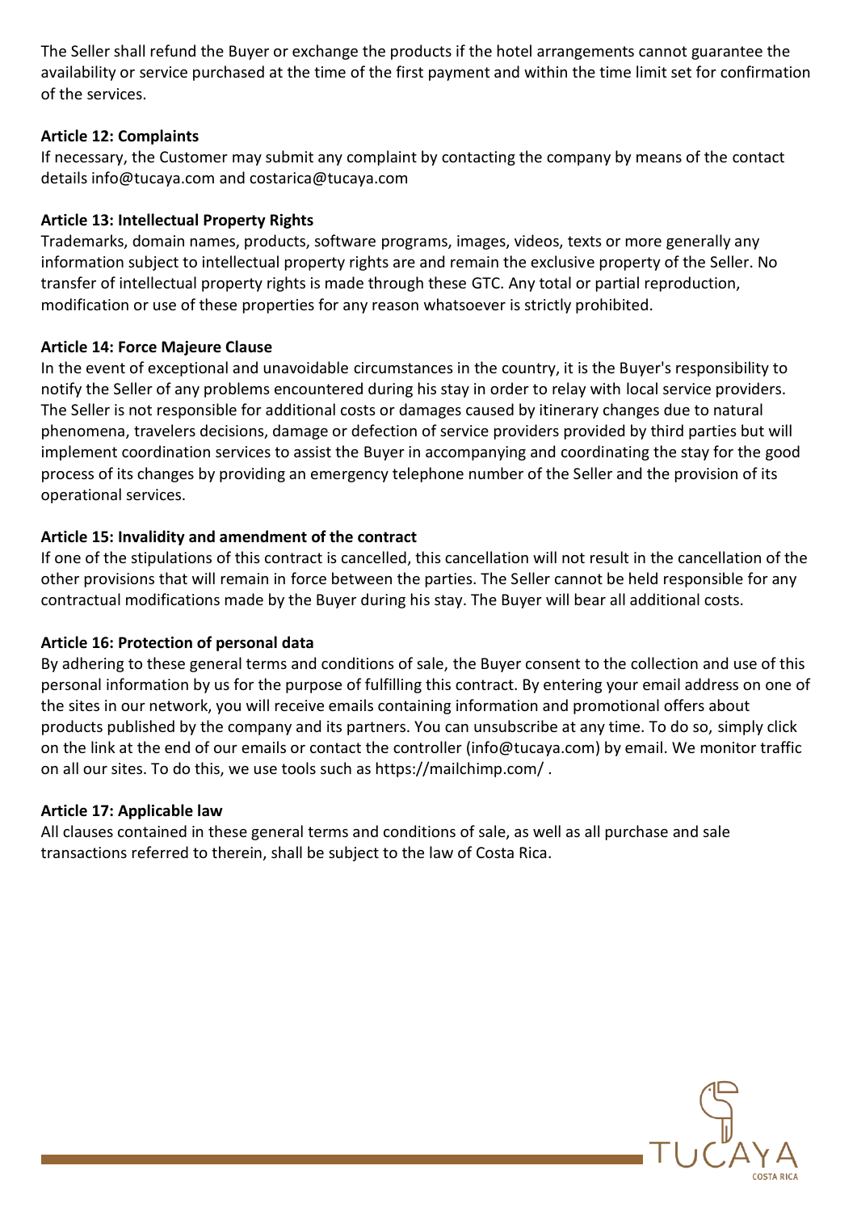The Seller shall refund the Buyer or exchange the products if the hotel arrangements cannot guarantee the availability or service purchased at the time of the first payment and within the time limit set for confirmation of the services.

**Article 12: Complaints**

If necessary, the Customer may submit any complaint by contacting the company by means of the contact details info@tucaya.com and costarica@tucaya.com

**Article 13: Intellectual Property Rights**

Trademarks, domain names, products, software programs, images, videos, texts or more generally any information subject to intellectual property rights are and remain the exclusive property of the Seller. No transfer of intellectual property rights is made through these GTC. Any total or partial reproduction, modification or use of these properties for any reason whatsoever is strictly prohibited.

**Article 14: Force Majeure Clause**

In the event of exceptional and unavoidable circumstances in the country, it is the Buyer's responsibility to notify the Seller of any problems encountered during his stay in order to relay with local service providers. The Seller is not responsible for additional costs or damages caused by itinerary changes due to natural phenomena, travelers decisions, damage or defection of service providers provided by third parties but will implement coordination services to assist the Buyer in accompanying and coordinating the stay for the good process of its changes by providing an emergency telephone number of the Seller and the provision of its operational services.

**Article 15: Invalidity and amendment of the contract**

If one of the stipulations of this contract is cancelled, this cancellation will not result in the cancellation of the other provisions that will remain in force between the parties. The Seller cannot be held responsible for any contractual modifications made by the Buyer during his stay. The Buyer will bear all additional costs.

**Article 16: Protection of personal data**

By adhering to these general terms and conditions of sale, the Buyer consent to the collection and use of this personal information by us for the purpose of fulfilling this contract. By entering your email address on one of the sites in our network, you will receive emails containing information and promotional offers about products published by the company and its partners. You can unsubscribe at any time. To do so, simply click on the link at the end of our emails or contact the controller (info@tucaya.com) by email. We monitor traffic on all our sites. To do this, we use tools such as https://mailchimp.com/ .

**Article 17: Applicable law**

All clauses contained in these general terms and conditions of sale, as well as all purchase and sale transactions referred to therein, shall be subject to the law of Costa Rica.